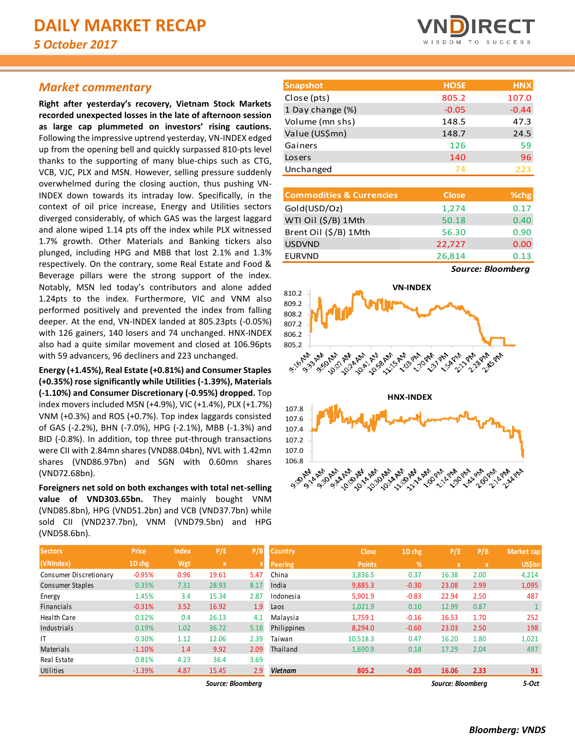# DAILY MARKET RECAP

*5 October 2017*

## Market commentary

**Right after yesterday's recovery, Vietnam Stock Markets recorded unexpected losses in the late of afternoon session as large cap plummeted on investors' rising cautions.** Following the impressive uptrend yesterday, VN-INDEX edged up from the opening bell and quickly surpassed 810-pts level thanks to the supporting of many blue-chips such as CTG, VCB, VJC, PLX and MSN. However, selling pressure suddenly overwhelmed during the closing auction, thus pushing VN-INDEX down towards its intraday low. Specifically, in the context of oil price increase, Energy and Utilities sectors diverged considerably, of which GAS was the largest laggard and alone wiped 1.14 pts off the index while PLX witnessed 1.7% growth. Other Materials and Banking tickers also plunged, including HPG and MBB that lost 2.1% and 1.3% respectively. On the contrary, some Real Estate and Food & Beverage pillars were the strong support of the index. Notably, MSN led today's contributors and alone added 1.24pts to the index. Furthermore, VIC and VNM also performed positively and prevented the index from falling deeper. At the end, VN-INDEX landed at 805.23pts (-0.05%) with 126 gainers, 140 losers and 74 unchanged. HNX-INDEX also had a quite similar movement and closed at 106.96pts with 59 advancers, 96 decliners and 223 unchanged.

**Energy (+1.45%), Real Estate (+0.81%) and Consumer Staples (+0.35%) rose significantly while Utilities (-1.39%), Materials (-1.10%) and Consumer Discretionary (-0.95%) dropped.** Top index movers included MSN (+4.9%), VIC (+1.4%), PLX (+1.7%) VNM (+0.3%) and ROS (+0.7%). Top index laggards consisted of GAS (-2.2%), BHN (-7.0%), HPG (-2.1%), MBB (-1.3%) and BID (-0.8%). In addition, top three put-through transactions were CII with 2.84mn shares (VND88.04bn), NVL with 1.42mn shares (VND86.97bn) and SGN with 0.60mn shares (VND72.68bn).

**Foreigners net sold on both exchanges with total net-selling value of VND303.65bn.** They mainly bought VNM (VND85.8bn), HPG (VND51.2bn) and VCB (VND37.7bn) while sold CII (VND237.7bn), VNM (VND79.5bn) and HPG (VND58.6bn).

| Snapshot | HOSE | HNX |
|---|---|---|
| Close (pts) | 805.2 | 107.0 |
| 1 Day change (%) | -0.05 | -0.44 |
| Volume (mn shs) | 148.5 | 47.3 |
| Value (US$mn) | 148.7 | 24.5 |
| Gainers | 126 | 59 |
| Losers | 140 | 96 |
| Unchanged | 74 | 223 |

| Commodities & Currencies | Close | %chg |
|---|---|---|
| Gold(USD/Oz) | 1,274 | 0.17 |
| WTI Oil ($/B) 1Mth | 50.18 | 0.40 |
| Brent Oil ($/B) 1Mth | 56.30 | 0.90 |
| USDVND | 22,727 | 0.00 |
| EURVND | 26,814 | 0.13 |

*Source: Bloomberg*

| Sectors (VNIndex) | Price 1D chg | Index Wgt | P/E x | P/B x |
|---|---|---|---|---|
| Consumer Discretionary | -0.95% | 0.96 | 19.61 | 5.47 |
| Consumer Staples | 0.35% | 7.31 | 28.93 | 8.17 |
| Energy | 1.45% | 3.4 | 15.34 | 2.87 |
| Financials | -0.31% | 3.52 | 16.92 | 1.9 |
| Health Care | 0.12% | 0.4 | 26.13 | 4.1 |
| Industrials | 0.19% | 1.02 | 36.72 | 5.18 |
| IT | 0.30% | 1.12 | 12.06 | 2.39 |
| Materials | -1.10% | 1.4 | 9.92 | 2.09 |
| Real Estate | 0.81% | 4.23 | 36.4 | 3.69 |
| Utilities | -1.39% | 4.87 | 15.45 | 2.9 |

*Source: Bloomberg*

| Country Peering | Close Points | 1D chg % | P/E x | P/B x | Market cap US$bn |
|---|---|---|---|---|---|
| China | 3,836.5 | 0.37 | 16.38 | 2.00 | 4,214 |
| India | 9,885.3 | -0.30 | 23.08 | 2.99 | 1,095 |
| Indonesia | 5,901.9 | -0.83 | 22.94 | 2.50 | 487 |
| Laos | 1,021.9 | 0.10 | 12.99 | 0.87 | 1 |
| Malaysia | 1,759.1 | -0.16 | 16.53 | 1.70 | 252 |
| Philippines | 8,294.0 | -0.60 | 23.03 | 2.50 | 198 |
| Taiwan | 10,518.3 | 0.47 | 16.20 | 1.80 | 1,021 |
| Thailand | 1,690.9 | 0.18 | 17.29 | 2.04 | 497 |
| **Vietnam** | **805.2** | **-0.05** | **16.06** | **2.33** | **91** |

*Source: Bloomberg* 5-Oct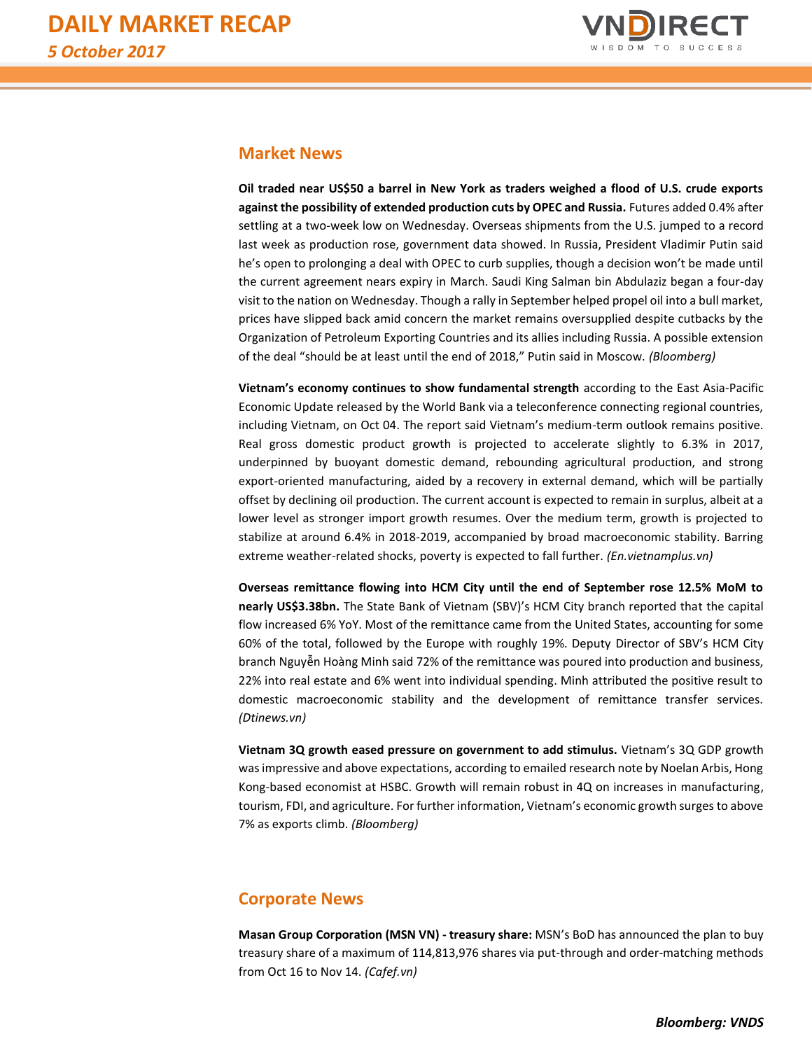## Market News

**Oil traded near US$50 a barrel in New York as traders weighed a flood of U.S. crude exports against the possibility of extended production cuts by OPEC and Russia.** Futures added 0.4% after settling at a two-week low on Wednesday. Overseas shipments from the U.S. jumped to a record last week as production rose, government data showed. In Russia, President Vladimir Putin said he's open to prolonging a deal with OPEC to curb supplies, though a decision won't be made until the current agreement nears expiry in March. Saudi King Salman bin Abdulaziz began a four-day visit to the nation on Wednesday. Though a rally in September helped propel oil into a bull market, prices have slipped back amid concern the market remains oversupplied despite cutbacks by the Organization of Petroleum Exporting Countries and its allies including Russia. A possible extension of the deal "should be at least until the end of 2018," Putin said in Moscow. *(Bloomberg)*

**Vietnam's economy continues to show fundamental strength** according to the East Asia-Pacific Economic Update released by the World Bank via a teleconference connecting regional countries, including Vietnam, on Oct 04. The report said Vietnam's medium-term outlook remains positive. Real gross domestic product growth is projected to accelerate slightly to 6.3% in 2017, underpinned by buoyant domestic demand, rebounding agricultural production, and strong export-oriented manufacturing, aided by a recovery in external demand, which will be partially offset by declining oil production. The current account is expected to remain in surplus, albeit at a lower level as stronger import growth resumes. Over the medium term, growth is projected to stabilize at around 6.4% in 2018-2019, accompanied by broad macroeconomic stability. Barring extreme weather-related shocks, poverty is expected to fall further. *(En.vietnamplus.vn)*

**Overseas remittance flowing into HCM City until the end of September rose 12.5% MoM to nearly US$3.38bn.** The State Bank of Vietnam (SBV)'s HCM City branch reported that the capital flow increased 6% YoY. Most of the remittance came from the United States, accounting for some 60% of the total, followed by the Europe with roughly 19%. Deputy Director of SBV's HCM City branch Nguyễn Hoàng Minh said 72% of the remittance was poured into production and business, 22% into real estate and 6% went into individual spending. Minh attributed the positive result to domestic macroeconomic stability and the development of remittance transfer services. *(Dtinews.vn)*

**Vietnam 3Q growth eased pressure on government to add stimulus.** Vietnam's 3Q GDP growth was impressive and above expectations, according to emailed research note by Noelan Arbis, Hong Kong-based economist at HSBC. Growth will remain robust in 4Q on increases in manufacturing, tourism, FDI, and agriculture. For further information, Vietnam's economic growth surges to above 7% as exports climb. *(Bloomberg)*

## Corporate News

**Masan Group Corporation (MSN VN) - treasury share:** MSN's BoD has announced the plan to buy treasury share of a maximum of 114,813,976 shares via put-through and order-matching methods from Oct 16 to Nov 14. *(Cafef.vn)*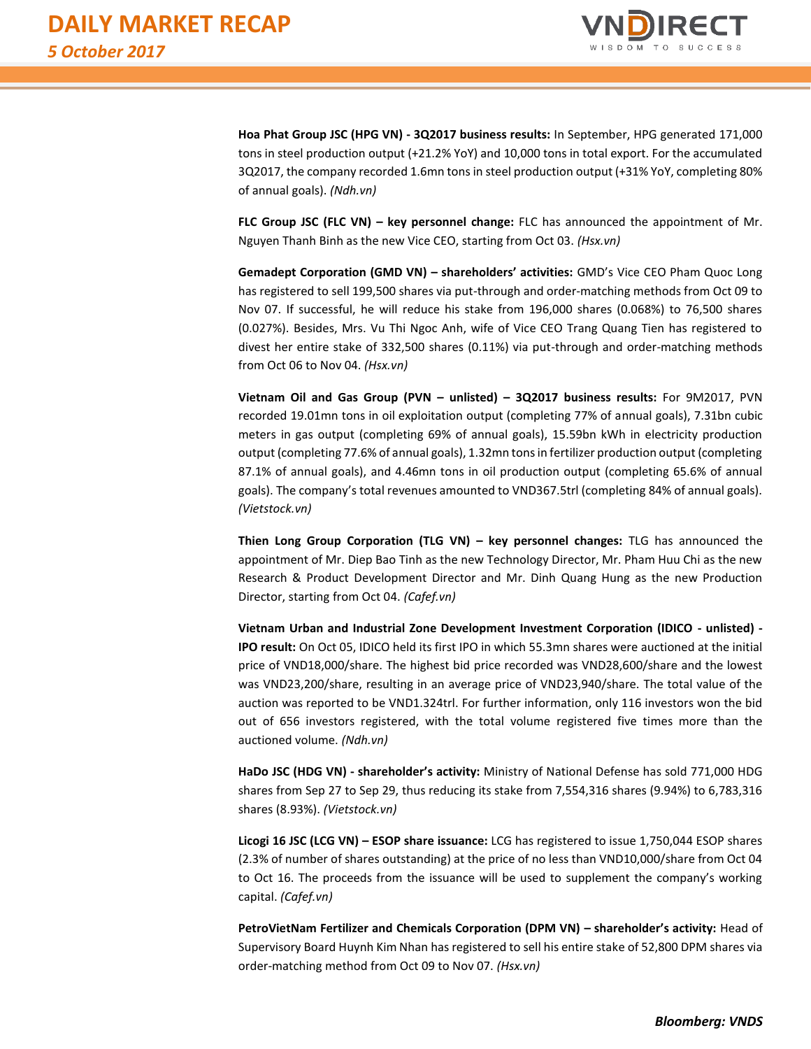**Hoa Phat Group JSC (HPG VN) - 3Q2017 business results:** In September, HPG generated 171,000 tons in steel production output (+21.2% YoY) and 10,000 tons in total export. For the accumulated 3Q2017, the company recorded 1.6mn tons in steel production output (+31% YoY, completing 80% of annual goals). *(Ndh.vn)*

**FLC Group JSC (FLC VN) – key personnel change:** FLC has announced the appointment of Mr. Nguyen Thanh Binh as the new Vice CEO, starting from Oct 03. *(Hsx.vn)*

**Gemadept Corporation (GMD VN) – shareholders' activities:** GMD's Vice CEO Pham Quoc Long has registered to sell 199,500 shares via put-through and order-matching methods from Oct 09 to Nov 07. If successful, he will reduce his stake from 196,000 shares (0.068%) to 76,500 shares (0.027%). Besides, Mrs. Vu Thi Ngoc Anh, wife of Vice CEO Trang Quang Tien has registered to divest her entire stake of 332,500 shares (0.11%) via put-through and order-matching methods from Oct 06 to Nov 04. *(Hsx.vn)*

**Vietnam Oil and Gas Group (PVN – unlisted) – 3Q2017 business results:** For 9M2017, PVN recorded 19.01mn tons in oil exploitation output (completing 77% of annual goals), 7.31bn cubic meters in gas output (completing 69% of annual goals), 15.59bn kWh in electricity production output (completing 77.6% of annual goals), 1.32mn tons in fertilizer production output (completing 87.1% of annual goals), and 4.46mn tons in oil production output (completing 65.6% of annual goals). The company's total revenues amounted to VND367.5trl (completing 84% of annual goals). *(Vietstock.vn)*

**Thien Long Group Corporation (TLG VN) – key personnel changes:** TLG has announced the appointment of Mr. Diep Bao Tinh as the new Technology Director, Mr. Pham Huu Chi as the new Research & Product Development Director and Mr. Dinh Quang Hung as the new Production Director, starting from Oct 04. *(Cafef.vn)*

**Vietnam Urban and Industrial Zone Development Investment Corporation (IDICO - unlisted) - IPO result:** On Oct 05, IDICO held its first IPO in which 55.3mn shares were auctioned at the initial price of VND18,000/share. The highest bid price recorded was VND28,600/share and the lowest was VND23,200/share, resulting in an average price of VND23,940/share. The total value of the auction was reported to be VND1.324trl. For further information, only 116 investors won the bid out of 656 investors registered, with the total volume registered five times more than the auctioned volume. *(Ndh.vn)*

**HaDo JSC (HDG VN) - shareholder's activity:** Ministry of National Defense has sold 771,000 HDG shares from Sep 27 to Sep 29, thus reducing its stake from 7,554,316 shares (9.94%) to 6,783,316 shares (8.93%). *(Vietstock.vn)*

**Licogi 16 JSC (LCG VN) – ESOP share issuance:** LCG has registered to issue 1,750,044 ESOP shares (2.3% of number of shares outstanding) at the price of no less than VND10,000/share from Oct 04 to Oct 16. The proceeds from the issuance will be used to supplement the company's working capital. *(Cafef.vn)*

**PetroVietNam Fertilizer and Chemicals Corporation (DPM VN) – shareholder's activity:** Head of Supervisory Board Huynh Kim Nhan has registered to sell his entire stake of 52,800 DPM shares via order-matching method from Oct 09 to Nov 07. *(Hsx.vn)*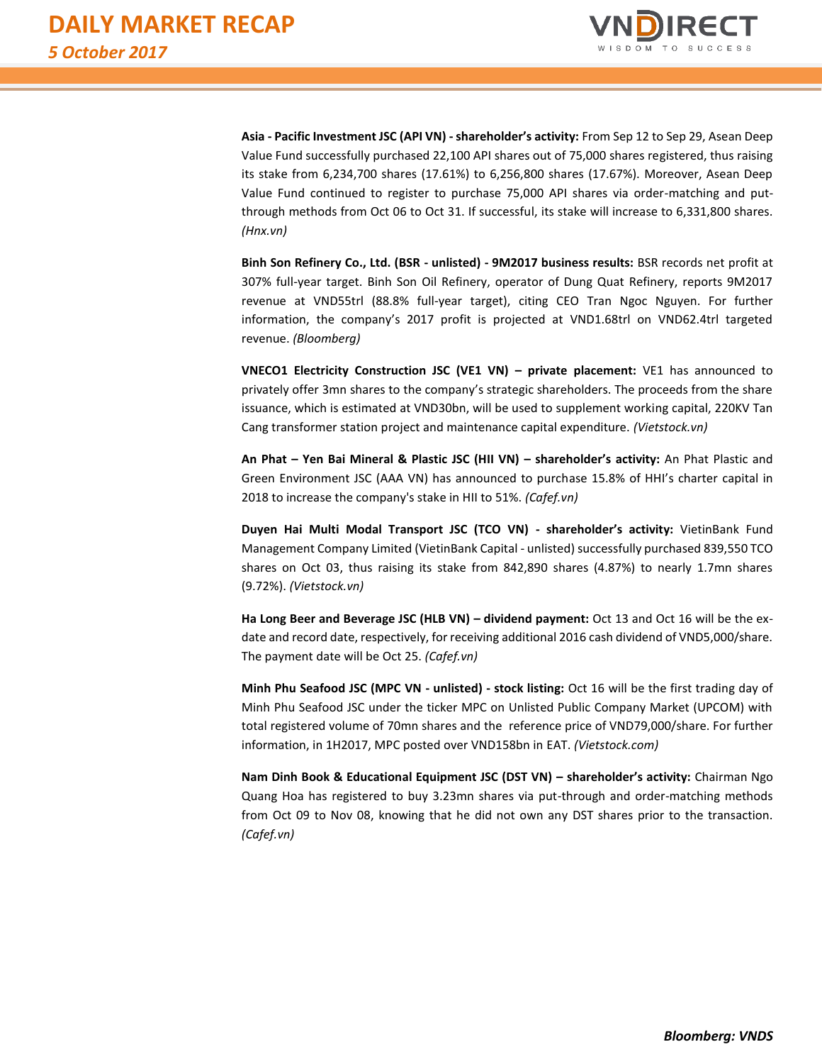**Asia - Pacific Investment JSC (API VN) - shareholder's activity:** From Sep 12 to Sep 29, Asean Deep Value Fund successfully purchased 22,100 API shares out of 75,000 shares registered, thus raising its stake from 6,234,700 shares (17.61%) to 6,256,800 shares (17.67%). Moreover, Asean Deep Value Fund continued to register to purchase 75,000 API shares via order-matching and put-through methods from Oct 06 to Oct 31. If successful, its stake will increase to 6,331,800 shares. *(Hnx.vn)*

**Binh Son Refinery Co., Ltd. (BSR - unlisted) - 9M2017 business results:** BSR records net profit at 307% full-year target. Binh Son Oil Refinery, operator of Dung Quat Refinery, reports 9M2017 revenue at VND55trl (88.8% full-year target), citing CEO Tran Ngoc Nguyen. For further information, the company's 2017 profit is projected at VND1.68trl on VND62.4trl targeted revenue. *(Bloomberg)*

**VNECO1 Electricity Construction JSC (VE1 VN) – private placement:** VE1 has announced to privately offer 3mn shares to the company's strategic shareholders. The proceeds from the share issuance, which is estimated at VND30bn, will be used to supplement working capital, 220KV Tan Cang transformer station project and maintenance capital expenditure. *(Vietstock.vn)*

**An Phat – Yen Bai Mineral & Plastic JSC (HII VN) – shareholder's activity:** An Phat Plastic and Green Environment JSC (AAA VN) has announced to purchase 15.8% of HHI's charter capital in 2018 to increase the company's stake in HII to 51%. *(Cafef.vn)*

**Duyen Hai Multi Modal Transport JSC (TCO VN) - shareholder's activity:** VietinBank Fund Management Company Limited (VietinBank Capital - unlisted) successfully purchased 839,550 TCO shares on Oct 03, thus raising its stake from 842,890 shares (4.87%) to nearly 1.7mn shares (9.72%). *(Vietstock.vn)*

**Ha Long Beer and Beverage JSC (HLB VN) – dividend payment:** Oct 13 and Oct 16 will be the ex-date and record date, respectively, for receiving additional 2016 cash dividend of VND5,000/share. The payment date will be Oct 25. *(Cafef.vn)*

**Minh Phu Seafood JSC (MPC VN - unlisted) - stock listing:** Oct 16 will be the first trading day of Minh Phu Seafood JSC under the ticker MPC on Unlisted Public Company Market (UPCOM) with total registered volume of 70mn shares and the reference price of VND79,000/share. For further information, in 1H2017, MPC posted over VND158bn in EAT. *(Vietstock.com)*

**Nam Dinh Book & Educational Equipment JSC (DST VN) – shareholder's activity:** Chairman Ngo Quang Hoa has registered to buy 3.23mn shares via put-through and order-matching methods from Oct 09 to Nov 08, knowing that he did not own any DST shares prior to the transaction. *(Cafef.vn)*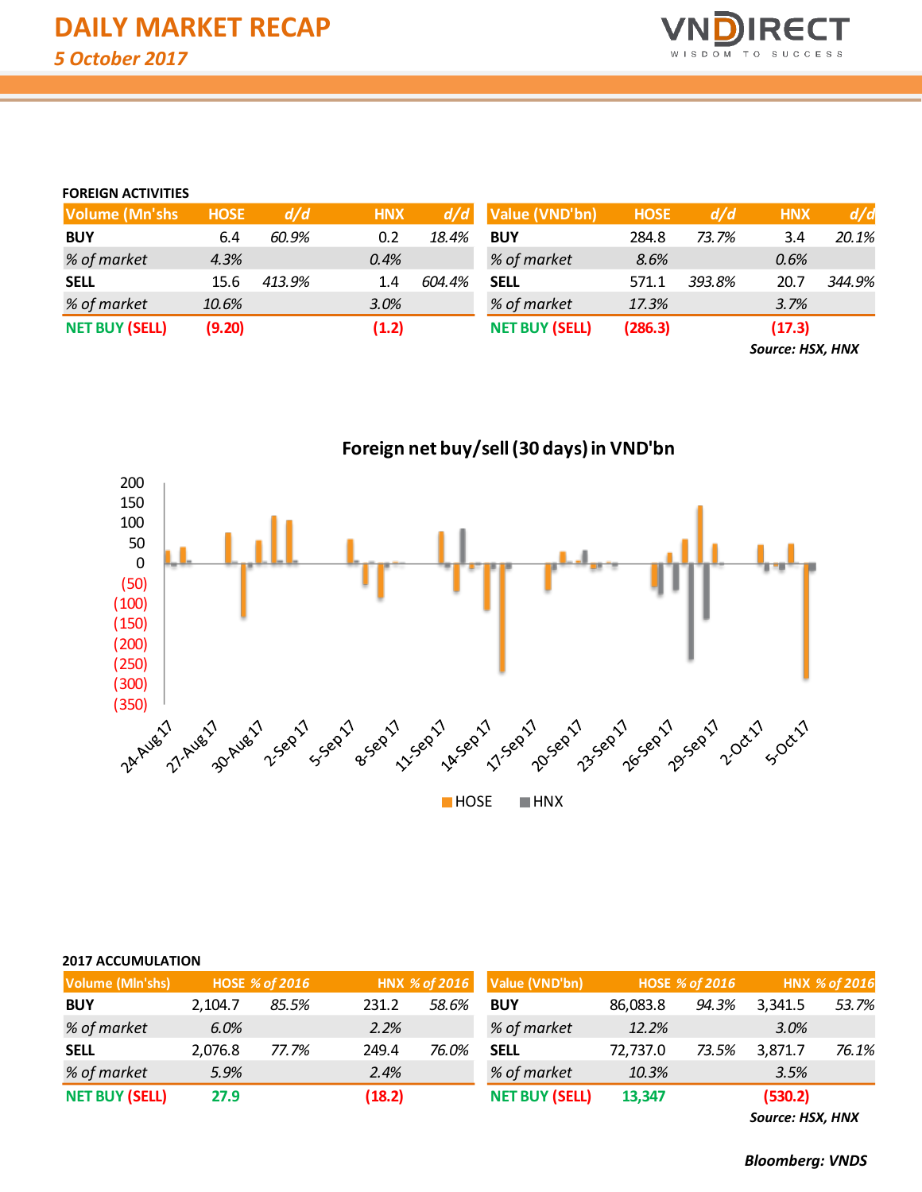# DAILY MARKET RECAP

*5 October 2017*

### FOREIGN ACTIVITIES

| Volume (Mn'shs) | HOSE | d/d | HNX | d/d |
|---|---|---|---|---|
| **BUY** | 6.4 | *60.9%* | 0.2 | *18.4%* |
| *% of market* | *4.3%* | | *0.4%* | |
| **SELL** | 15.6 | *413.9%* | 1.4 | *604.4%* |
| *% of market* | *10.6%* | | *3.0%* | |
| **NET BUY (SELL)** | **(9.20)** | | **(1.2)** | |

| Value (VND'bn) | HOSE | d/d | HNX | d/d |
|---|---|---|---|---|
| **BUY** | 284.8 | *73.7%* | 3.4 | *20.1%* |
| *% of market* | *8.6%* | | *0.6%* | |
| **SELL** | 571.1 | *393.8%* | 20.7 | *344.9%* |
| *% of market* | *17.3%* | | *3.7%* | |
| **NET BUY (SELL)** | **(286.3)** | | **(17.3)** | |

***Source: HSX, HNX***

**Foreign net buy/sell (30 days) in VND'bn**

### 2017 ACCUMULATION

| Volume (Mln'shs) | HOSE | % of 2016 | HNX | % of 2016 |
|---|---|---|---|---|
| **BUY** | 2,104.7 | *85.5%* | 231.2 | *58.6%* |
| *% of market* | *6.0%* | | *2.2%* | |
| **SELL** | 2,076.8 | *77.7%* | 249.4 | *76.0%* |
| *% of market* | *5.9%* | | *2.4%* | |
| **NET BUY (SELL)** | **27.9** | | **(18.2)** | |

| Value (VND'bn) | HOSE | % of 2016 | HNX | % of 2016 |
|---|---|---|---|---|
| **BUY** | 86,083.8 | *94.3%* | 3,341.5 | *53.7%* |
| *% of market* | *12.2%* | | *3.0%* | |
| **SELL** | 72,737.0 | *73.5%* | 3,871.7 | *76.1%* |
| *% of market* | *10.3%* | | *3.5%* | |
| **NET BUY (SELL)** | **13,347** | | **(530.2)** | |

***Source: HSX, HNX***

***Bloomberg: VNDS***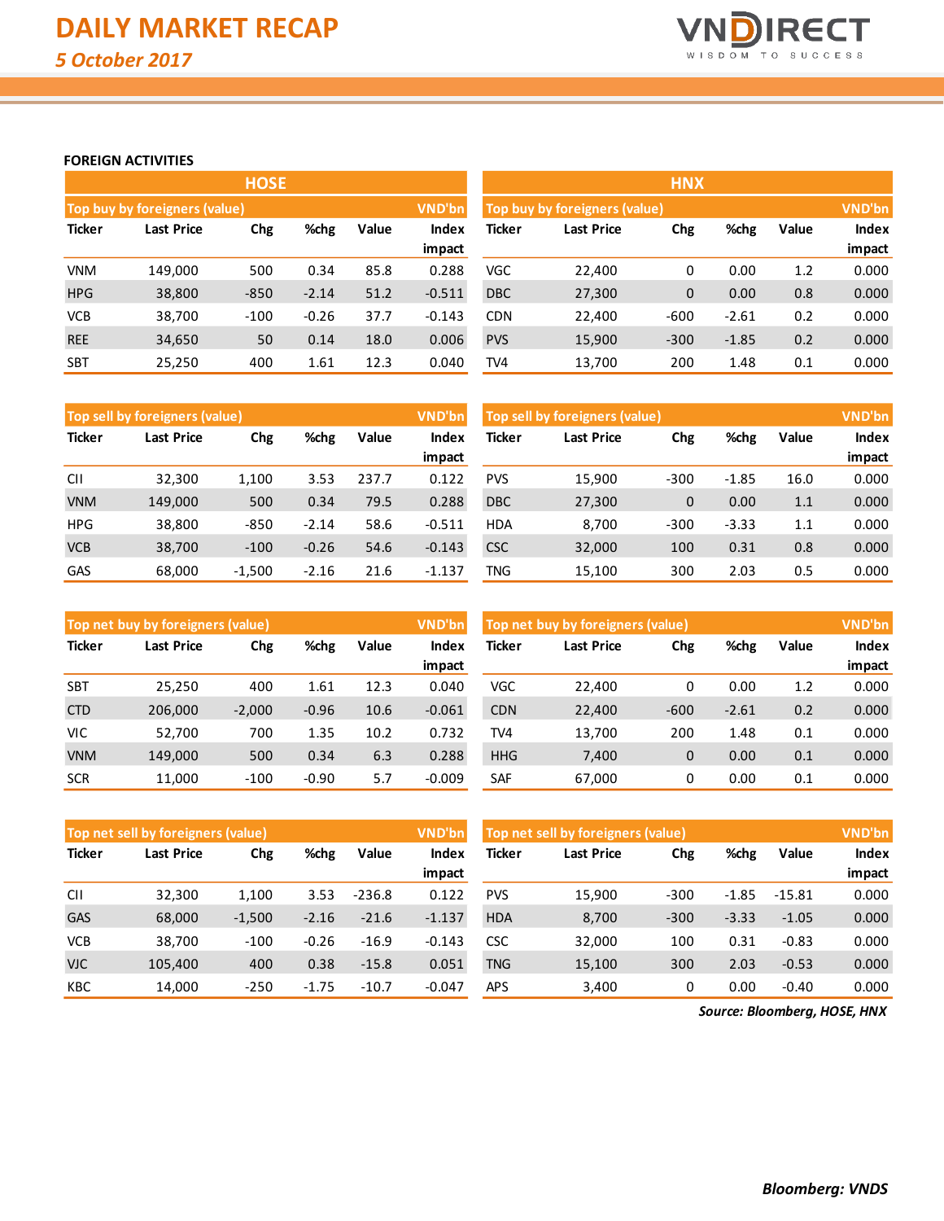# DAILY MARKET RECAP

*5 October 2017*

### FOREIGN ACTIVITIES

## HOSE

**Top buy by foreigners (value)** — VND'bn

| Ticker | Last Price | Chg | %chg | Value | Index impact |
|---|---|---|---|---|---|
| VNM | 149,000 | 500 | 0.34 | 85.8 | 0.288 |
| HPG | 38,800 | -850 | -2.14 | 51.2 | -0.511 |
| VCB | 38,700 | -100 | -0.26 | 37.7 | -0.143 |
| REE | 34,650 | 50 | 0.14 | 18.0 | 0.006 |
| SBT | 25,250 | 400 | 1.61 | 12.3 | 0.040 |

**Top sell by foreigners (value)** — VND'bn

| Ticker | Last Price | Chg | %chg | Value | Index impact |
|---|---|---|---|---|---|
| CII | 32,300 | 1,100 | 3.53 | 237.7 | 0.122 |
| VNM | 149,000 | 500 | 0.34 | 79.5 | 0.288 |
| HPG | 38,800 | -850 | -2.14 | 58.6 | -0.511 |
| VCB | 38,700 | -100 | -0.26 | 54.6 | -0.143 |
| GAS | 68,000 | -1,500 | -2.16 | 21.6 | -1.137 |

**Top net buy by foreigners (value)** — VND'bn

| Ticker | Last Price | Chg | %chg | Value | Index impact |
|---|---|---|---|---|---|
| SBT | 25,250 | 400 | 1.61 | 12.3 | 0.040 |
| CTD | 206,000 | -2,000 | -0.96 | 10.6 | -0.061 |
| VIC | 52,700 | 700 | 1.35 | 10.2 | 0.732 |
| VNM | 149,000 | 500 | 0.34 | 6.3 | 0.288 |
| SCR | 11,000 | -100 | -0.90 | 5.7 | -0.009 |

**Top net sell by foreigners (value)** — VND'bn

| Ticker | Last Price | Chg | %chg | Value | Index impact |
|---|---|---|---|---|---|
| CII | 32,300 | 1,100 | 3.53 | -236.8 | 0.122 |
| GAS | 68,000 | -1,500 | -2.16 | -21.6 | -1.137 |
| VCB | 38,700 | -100 | -0.26 | -16.9 | -0.143 |
| VJC | 105,400 | 400 | 0.38 | -15.8 | 0.051 |
| KBC | 14,000 | -250 | -1.75 | -10.7 | -0.047 |

## HNX

**Top buy by foreigners (value)** — VND'bn

| Ticker | Last Price | Chg | %chg | Value | Index impact |
|---|---|---|---|---|---|
| VGC | 22,400 | 0 | 0.00 | 1.2 | 0.000 |
| DBC | 27,300 | 0 | 0.00 | 0.8 | 0.000 |
| CDN | 22,400 | -600 | -2.61 | 0.2 | 0.000 |
| PVS | 15,900 | -300 | -1.85 | 0.2 | 0.000 |
| TV4 | 13,700 | 200 | 1.48 | 0.1 | 0.000 |

**Top sell by foreigners (value)** — VND'bn

| Ticker | Last Price | Chg | %chg | Value | Index impact |
|---|---|---|---|---|---|
| PVS | 15,900 | -300 | -1.85 | 16.0 | 0.000 |
| DBC | 27,300 | 0 | 0.00 | 1.1 | 0.000 |
| HDA | 8,700 | -300 | -3.33 | 1.1 | 0.000 |
| CSC | 32,000 | 100 | 0.31 | 0.8 | 0.000 |
| TNG | 15,100 | 300 | 2.03 | 0.5 | 0.000 |

**Top net buy by foreigners (value)** — VND'bn

| Ticker | Last Price | Chg | %chg | Value | Index impact |
|---|---|---|---|---|---|
| VGC | 22,400 | 0 | 0.00 | 1.2 | 0.000 |
| CDN | 22,400 | -600 | -2.61 | 0.2 | 0.000 |
| TV4 | 13,700 | 200 | 1.48 | 0.1 | 0.000 |
| HHG | 7,400 | 0 | 0.00 | 0.1 | 0.000 |
| SAF | 67,000 | 0 | 0.00 | 0.1 | 0.000 |

**Top net sell by foreigners (value)** — VND'bn

| Ticker | Last Price | Chg | %chg | Value | Index impact |
|---|---|---|---|---|---|
| PVS | 15,900 | -300 | -1.85 | -15.81 | 0.000 |
| HDA | 8,700 | -300 | -3.33 | -1.05 | 0.000 |
| CSC | 32,000 | 100 | 0.31 | -0.83 | 0.000 |
| TNG | 15,100 | 300 | 2.03 | -0.53 | 0.000 |
| APS | 3,400 | 0 | 0.00 | -0.40 | 0.000 |

*Source: Bloomberg, HOSE, HNX*

***Bloomberg: VNDS***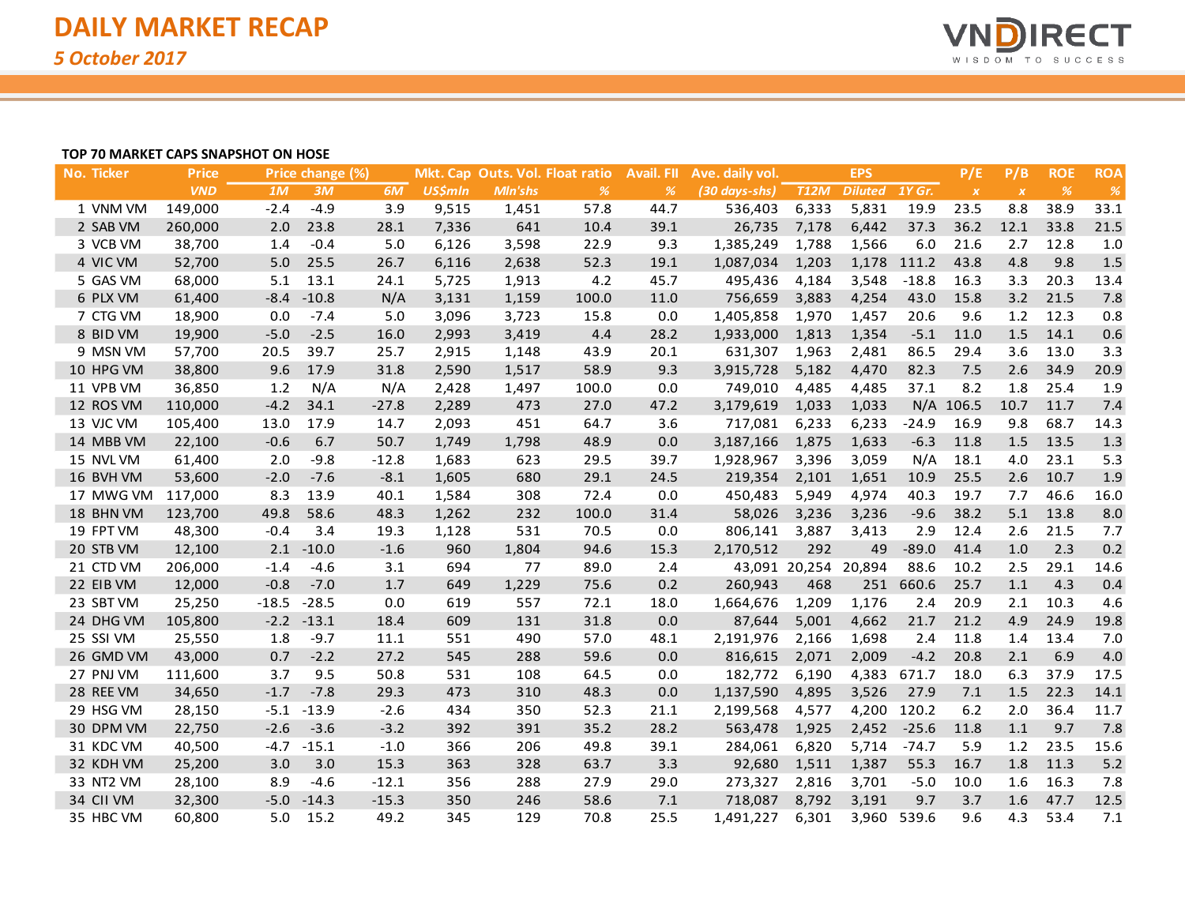# DAILY MARKET RECAP

*5 October 2017*

**TOP 70 MARKET CAPS SNAPSHOT ON HOSE**

| No. | Ticker | Price | Price change (%) | | | Mkt. Cap | Outs. Vol. | Float ratio | Avail. FII | Ave. daily vol. | EPS | | | P/E | P/B | ROE | ROA |
|---|---|---|---|---|---|---|---|---|---|---|---|---|---|---|---|---|---|
| | | VND | 1M | 3M | 6M | US$mln | Mln'shs | % | % | (30 days-shs) | T12M | Diluted | 1Y Gr. | x | x | % | % |
| 1 | VNM VM | 149,000 | -2.4 | -4.9 | 3.9 | 9,515 | 1,451 | 57.8 | 44.7 | 536,403 | 6,333 | 5,831 | 19.9 | 23.5 | 8.8 | 38.9 | 33.1 |
| 2 | SAB VM | 260,000 | 2.0 | 23.8 | 28.1 | 7,336 | 641 | 10.4 | 39.1 | 26,735 | 7,178 | 6,442 | 37.3 | 36.2 | 12.1 | 33.8 | 21.5 |
| 3 | VCB VM | 38,700 | 1.4 | -0.4 | 5.0 | 6,126 | 3,598 | 22.9 | 9.3 | 1,385,249 | 1,788 | 1,566 | 6.0 | 21.6 | 2.7 | 12.8 | 1.0 |
| 4 | VIC VM | 52,700 | 5.0 | 25.5 | 26.7 | 6,116 | 2,638 | 52.3 | 19.1 | 1,087,034 | 1,203 | 1,178 | 111.2 | 43.8 | 4.8 | 9.8 | 1.5 |
| 5 | GAS VM | 68,000 | 5.1 | 13.1 | 24.1 | 5,725 | 1,913 | 4.2 | 45.7 | 495,436 | 4,184 | 3,548 | -18.8 | 16.3 | 3.3 | 20.3 | 13.4 |
| 6 | PLX VM | 61,400 | -8.4 | -10.8 | N/A | 3,131 | 1,159 | 100.0 | 11.0 | 756,659 | 3,883 | 4,254 | 43.0 | 15.8 | 3.2 | 21.5 | 7.8 |
| 7 | CTG VM | 18,900 | 0.0 | -7.4 | 5.0 | 3,096 | 3,723 | 15.8 | 0.0 | 1,405,858 | 1,970 | 1,457 | 20.6 | 9.6 | 1.2 | 12.3 | 0.8 |
| 8 | BID VM | 19,900 | -5.0 | -2.5 | 16.0 | 2,993 | 3,419 | 4.4 | 28.2 | 1,933,000 | 1,813 | 1,354 | -5.1 | 11.0 | 1.5 | 14.1 | 0.6 |
| 9 | MSN VM | 57,700 | 20.5 | 39.7 | 25.7 | 2,915 | 1,148 | 43.9 | 20.1 | 631,307 | 1,963 | 2,481 | 86.5 | 29.4 | 3.6 | 13.0 | 3.3 |
| 10 | HPG VM | 38,800 | 9.6 | 17.9 | 31.8 | 2,590 | 1,517 | 58.9 | 9.3 | 3,915,728 | 5,182 | 4,470 | 82.3 | 7.5 | 2.6 | 34.9 | 20.9 |
| 11 | VPB VM | 36,850 | 1.2 | N/A | N/A | 2,428 | 1,497 | 100.0 | 0.0 | 749,010 | 4,485 | 4,485 | 37.1 | 8.2 | 1.8 | 25.4 | 1.9 |
| 12 | ROS VM | 110,000 | -4.2 | 34.1 | -27.8 | 2,289 | 473 | 27.0 | 47.2 | 3,179,619 | 1,033 | 1,033 | N/A | 106.5 | 10.7 | 11.7 | 7.4 |
| 13 | VJC VM | 105,400 | 13.0 | 17.9 | 14.7 | 2,093 | 451 | 64.7 | 3.6 | 717,081 | 6,233 | 6,233 | -24.9 | 16.9 | 9.8 | 68.7 | 14.3 |
| 14 | MBB VM | 22,100 | -0.6 | 6.7 | 50.7 | 1,749 | 1,798 | 48.9 | 0.0 | 3,187,166 | 1,875 | 1,633 | -6.3 | 11.8 | 1.5 | 13.5 | 1.3 |
| 15 | NVL VM | 61,400 | 2.0 | -9.8 | -12.8 | 1,683 | 623 | 29.5 | 39.7 | 1,928,967 | 3,396 | 3,059 | N/A | 18.1 | 4.0 | 23.1 | 5.3 |
| 16 | BVH VM | 53,600 | -2.0 | -7.6 | -8.1 | 1,605 | 680 | 29.1 | 24.5 | 219,354 | 2,101 | 1,651 | 10.9 | 25.5 | 2.6 | 10.7 | 1.9 |
| 17 | MWG VM | 117,000 | 8.3 | 13.9 | 40.1 | 1,584 | 308 | 72.4 | 0.0 | 450,483 | 5,949 | 4,974 | 40.3 | 19.7 | 7.7 | 46.6 | 16.0 |
| 18 | BHN VM | 123,700 | 49.8 | 58.6 | 48.3 | 1,262 | 232 | 100.0 | 31.4 | 58,026 | 3,236 | 3,236 | -9.6 | 38.2 | 5.1 | 13.8 | 8.0 |
| 19 | FPT VM | 48,300 | -0.4 | 3.4 | 19.3 | 1,128 | 531 | 70.5 | 0.0 | 806,141 | 3,887 | 3,413 | 2.9 | 12.4 | 2.6 | 21.5 | 7.7 |
| 20 | STB VM | 12,100 | 2.1 | -10.0 | -1.6 | 960 | 1,804 | 94.6 | 15.3 | 2,170,512 | 292 | 49 | -89.0 | 41.4 | 1.0 | 2.3 | 0.2 |
| 21 | CTD VM | 206,000 | -1.4 | -4.6 | 3.1 | 694 | 77 | 89.0 | 2.4 | 43,091 | 20,254 | 20,894 | 88.6 | 10.2 | 2.5 | 29.1 | 14.6 |
| 22 | EIB VM | 12,000 | -0.8 | -7.0 | 1.7 | 649 | 1,229 | 75.6 | 0.2 | 260,943 | 468 | 251 | 660.6 | 25.7 | 1.1 | 4.3 | 0.4 |
| 23 | SBT VM | 25,250 | -18.5 | -28.5 | 0.0 | 619 | 557 | 72.1 | 18.0 | 1,664,676 | 1,209 | 1,176 | 2.4 | 20.9 | 2.1 | 10.3 | 4.6 |
| 24 | DHG VM | 105,800 | -2.2 | -13.1 | 18.4 | 609 | 131 | 31.8 | 0.0 | 87,644 | 5,001 | 4,662 | 21.7 | 21.2 | 4.9 | 24.9 | 19.8 |
| 25 | SSI VM | 25,550 | 1.8 | -9.7 | 11.1 | 551 | 490 | 57.0 | 48.1 | 2,191,976 | 2,166 | 1,698 | 2.4 | 11.8 | 1.4 | 13.4 | 7.0 |
| 26 | GMD VM | 43,000 | 0.7 | -2.2 | 27.2 | 545 | 288 | 59.6 | 0.0 | 816,615 | 2,071 | 2,009 | -4.2 | 20.8 | 2.1 | 6.9 | 4.0 |
| 27 | PNJ VM | 111,600 | 3.7 | 9.5 | 50.8 | 531 | 108 | 64.5 | 0.0 | 182,772 | 6,190 | 4,383 | 671.7 | 18.0 | 6.3 | 37.9 | 17.5 |
| 28 | REE VM | 34,650 | -1.7 | -7.8 | 29.3 | 473 | 310 | 48.3 | 0.0 | 1,137,590 | 4,895 | 3,526 | 27.9 | 7.1 | 1.5 | 22.3 | 14.1 |
| 29 | HSG VM | 28,150 | -5.1 | -13.9 | -2.6 | 434 | 350 | 52.3 | 21.1 | 2,199,568 | 4,577 | 4,200 | 120.2 | 6.2 | 2.0 | 36.4 | 11.7 |
| 30 | DPM VM | 22,750 | -2.6 | -3.6 | -3.2 | 392 | 391 | 35.2 | 28.2 | 563,478 | 1,925 | 2,452 | -25.6 | 11.8 | 1.1 | 9.7 | 7.8 |
| 31 | KDC VM | 40,500 | -4.7 | -15.1 | -1.0 | 366 | 206 | 49.8 | 39.1 | 284,061 | 6,820 | 5,714 | -74.7 | 5.9 | 1.2 | 23.5 | 15.6 |
| 32 | KDH VM | 25,200 | 3.0 | 3.0 | 15.3 | 363 | 328 | 63.7 | 3.3 | 92,680 | 1,511 | 1,387 | 55.3 | 16.7 | 1.8 | 11.3 | 5.2 |
| 33 | NT2 VM | 28,100 | 8.9 | -4.6 | -12.1 | 356 | 288 | 27.9 | 29.0 | 273,327 | 2,816 | 3,701 | -5.0 | 10.0 | 1.6 | 16.3 | 7.8 |
| 34 | CII VM | 32,300 | -5.0 | -14.3 | -15.3 | 350 | 246 | 58.6 | 7.1 | 718,087 | 8,792 | 3,191 | 9.7 | 3.7 | 1.6 | 47.7 | 12.5 |
| 35 | HBC VM | 60,800 | 5.0 | 15.2 | 49.2 | 345 | 129 | 70.8 | 25.5 | 1,491,227 | 6,301 | 3,960 | 539.6 | 9.6 | 4.3 | 53.4 | 7.1 |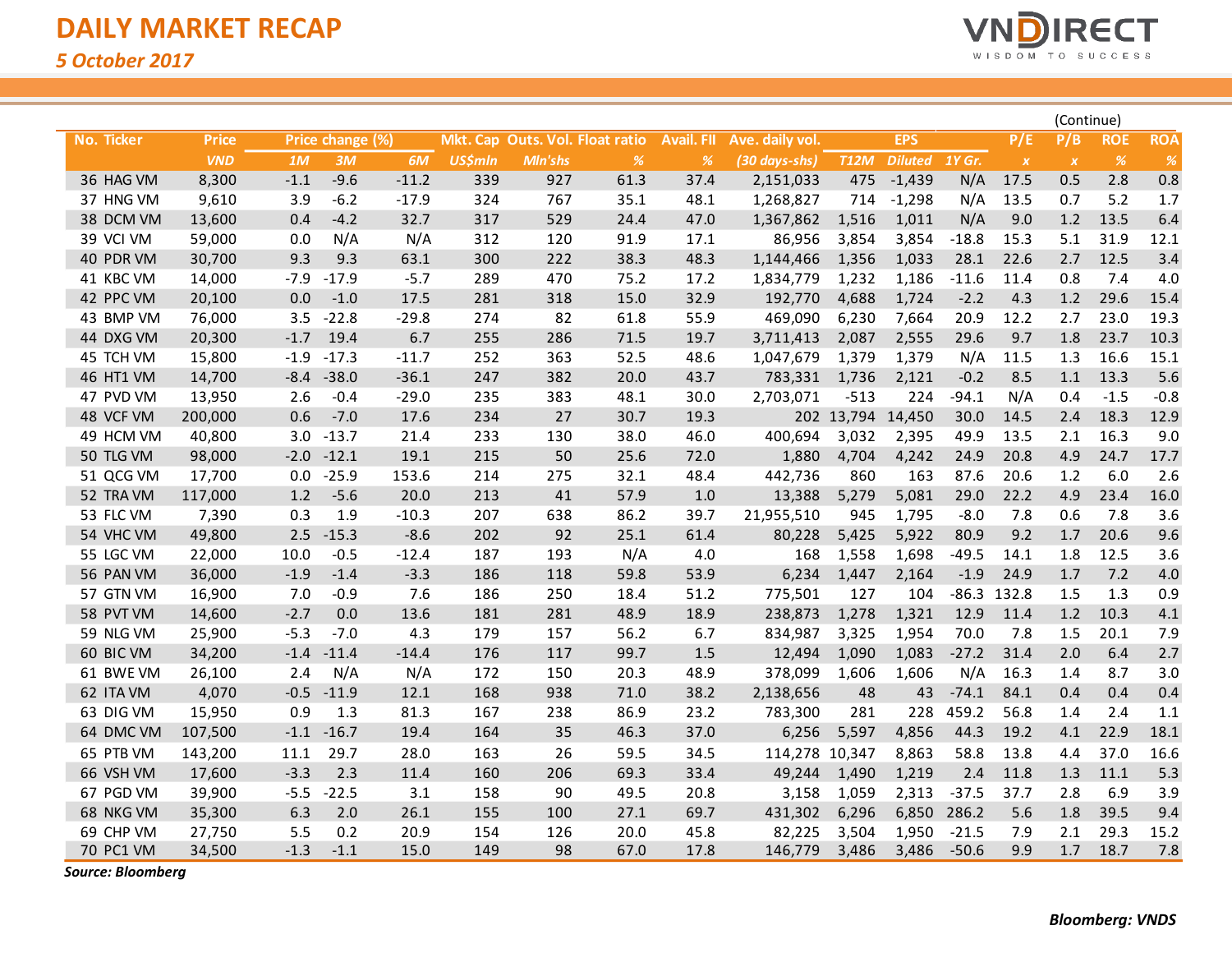# DAILY MARKET RECAP

*5 October 2017*

(Continue)

| No. | Ticker | Price | Price change (%) | | | Mkt. Cap | Outs. Vol. | Float ratio | Avail. FII | Ave. daily vol. | EPS | | | P/E | P/B | ROE | ROA |
|---|---|---|---|---|---|---|---|---|---|---|---|---|---|---|---|---|---|
| | | VND | 1M | 3M | 6M | US$mln | Mln'shs | % | % | (30 days-shs) | T12M | Diluted | 1Y Gr. | x | x | % | % |
| 36 | HAG VM | 8,300 | -1.1 | -9.6 | -11.2 | 339 | 927 | 61.3 | 37.4 | 2,151,033 | 475 | -1,439 | N/A | 17.5 | 0.5 | 2.8 | 0.8 |
| 37 | HNG VM | 9,610 | 3.9 | -6.2 | -17.9 | 324 | 767 | 35.1 | 48.1 | 1,268,827 | 714 | -1,298 | N/A | 13.5 | 0.7 | 5.2 | 1.7 |
| 38 | DCM VM | 13,600 | 0.4 | -4.2 | 32.7 | 317 | 529 | 24.4 | 47.0 | 1,367,862 | 1,516 | 1,011 | N/A | 9.0 | 1.2 | 13.5 | 6.4 |
| 39 | VCI VM | 59,000 | 0.0 | N/A | N/A | 312 | 120 | 91.9 | 17.1 | 86,956 | 3,854 | 3,854 | -18.8 | 15.3 | 5.1 | 31.9 | 12.1 |
| 40 | PDR VM | 30,700 | 9.3 | 9.3 | 63.1 | 300 | 222 | 38.3 | 48.3 | 1,144,466 | 1,356 | 1,033 | 28.1 | 22.6 | 2.7 | 12.5 | 3.4 |
| 41 | KBC VM | 14,000 | -7.9 | -17.9 | -5.7 | 289 | 470 | 75.2 | 17.2 | 1,834,779 | 1,232 | 1,186 | -11.6 | 11.4 | 0.8 | 7.4 | 4.0 |
| 42 | PPC VM | 20,100 | 0.0 | -1.0 | 17.5 | 281 | 318 | 15.0 | 32.9 | 192,770 | 4,688 | 1,724 | -2.2 | 4.3 | 1.2 | 29.6 | 15.4 |
| 43 | BMP VM | 76,000 | 3.5 | -22.8 | -29.8 | 274 | 82 | 61.8 | 55.9 | 469,090 | 6,230 | 7,664 | 20.9 | 12.2 | 2.7 | 23.0 | 19.3 |
| 44 | DXG VM | 20,300 | -1.7 | 19.4 | 6.7 | 255 | 286 | 71.5 | 19.7 | 3,711,413 | 2,087 | 2,555 | 29.6 | 9.7 | 1.8 | 23.7 | 10.3 |
| 45 | TCH VM | 15,800 | -1.9 | -17.3 | -11.7 | 252 | 363 | 52.5 | 48.6 | 1,047,679 | 1,379 | 1,379 | N/A | 11.5 | 1.3 | 16.6 | 15.1 |
| 46 | HT1 VM | 14,700 | -8.4 | -38.0 | -36.1 | 247 | 382 | 20.0 | 43.7 | 783,331 | 1,736 | 2,121 | -0.2 | 8.5 | 1.1 | 13.3 | 5.6 |
| 47 | PVD VM | 13,950 | 2.6 | -0.4 | -29.0 | 235 | 383 | 48.1 | 30.0 | 2,703,071 | -513 | 224 | -94.1 | N/A | 0.4 | -1.5 | -0.8 |
| 48 | VCF VM | 200,000 | 0.6 | -7.0 | 17.6 | 234 | 27 | 30.7 | 19.3 | 202 | 13,794 | 14,450 | 30.0 | 14.5 | 2.4 | 18.3 | 12.9 |
| 49 | HCM VM | 40,800 | 3.0 | -13.7 | 21.4 | 233 | 130 | 38.0 | 46.0 | 400,694 | 3,032 | 2,395 | 49.9 | 13.5 | 2.1 | 16.3 | 9.0 |
| 50 | TLG VM | 98,000 | -2.0 | -12.1 | 19.1 | 215 | 50 | 25.6 | 72.0 | 1,880 | 4,704 | 4,242 | 24.9 | 20.8 | 4.9 | 24.7 | 17.7 |
| 51 | QCG VM | 17,700 | 0.0 | -25.9 | 153.6 | 214 | 275 | 32.1 | 48.4 | 442,736 | 860 | 163 | 87.6 | 20.6 | 1.2 | 6.0 | 2.6 |
| 52 | TRA VM | 117,000 | 1.2 | -5.6 | 20.0 | 213 | 41 | 57.9 | 1.0 | 13,388 | 5,279 | 5,081 | 29.0 | 22.2 | 4.9 | 23.4 | 16.0 |
| 53 | FLC VM | 7,390 | 0.3 | 1.9 | -10.3 | 207 | 638 | 86.2 | 39.7 | 21,955,510 | 945 | 1,795 | -8.0 | 7.8 | 0.6 | 7.8 | 3.6 |
| 54 | VHC VM | 49,800 | 2.5 | -15.3 | -8.6 | 202 | 92 | 25.1 | 61.4 | 80,228 | 5,425 | 5,922 | 80.9 | 9.2 | 1.7 | 20.6 | 9.6 |
| 55 | LGC VM | 22,000 | 10.0 | -0.5 | -12.4 | 187 | 193 | N/A | 4.0 | 168 | 1,558 | 1,698 | -49.5 | 14.1 | 1.8 | 12.5 | 3.6 |
| 56 | PAN VM | 36,000 | -1.9 | -1.4 | -3.3 | 186 | 118 | 59.8 | 53.9 | 6,234 | 1,447 | 2,164 | -1.9 | 24.9 | 1.7 | 7.2 | 4.0 |
| 57 | GTN VM | 16,900 | 7.0 | -0.9 | 7.6 | 186 | 250 | 18.4 | 51.2 | 775,501 | 127 | 104 | -86.3 | 132.8 | 1.5 | 1.3 | 0.9 |
| 58 | PVT VM | 14,600 | -2.7 | 0.0 | 13.6 | 181 | 281 | 48.9 | 18.9 | 238,873 | 1,278 | 1,321 | 12.9 | 11.4 | 1.2 | 10.3 | 4.1 |
| 59 | NLG VM | 25,900 | -5.3 | -7.0 | 4.3 | 179 | 157 | 56.2 | 6.7 | 834,987 | 3,325 | 1,954 | 70.0 | 7.8 | 1.5 | 20.1 | 7.9 |
| 60 | BIC VM | 34,200 | -1.4 | -11.4 | -14.4 | 176 | 117 | 99.7 | 1.5 | 12,494 | 1,090 | 1,083 | -27.2 | 31.4 | 2.0 | 6.4 | 2.7 |
| 61 | BWE VM | 26,100 | 2.4 | N/A | N/A | 172 | 150 | 20.3 | 48.9 | 378,099 | 1,606 | 1,606 | N/A | 16.3 | 1.4 | 8.7 | 3.0 |
| 62 | ITA VM | 4,070 | -0.5 | -11.9 | 12.1 | 168 | 938 | 71.0 | 38.2 | 2,138,656 | 48 | 43 | -74.1 | 84.1 | 0.4 | 0.4 | 0.4 |
| 63 | DIG VM | 15,950 | 0.9 | 1.3 | 81.3 | 167 | 238 | 86.9 | 23.2 | 783,300 | 281 | 228 | 459.2 | 56.8 | 1.4 | 2.4 | 1.1 |
| 64 | DMC VM | 107,500 | -1.1 | -16.7 | 19.4 | 164 | 35 | 46.3 | 37.0 | 6,256 | 5,597 | 4,856 | 44.3 | 19.2 | 4.1 | 22.9 | 18.1 |
| 65 | PTB VM | 143,200 | 11.1 | 29.7 | 28.0 | 163 | 26 | 59.5 | 34.5 | 114,278 | 10,347 | 8,863 | 58.8 | 13.8 | 4.4 | 37.0 | 16.6 |
| 66 | VSH VM | 17,600 | -3.3 | 2.3 | 11.4 | 160 | 206 | 69.3 | 33.4 | 49,244 | 1,490 | 1,219 | 2.4 | 11.8 | 1.3 | 11.1 | 5.3 |
| 67 | PGD VM | 39,900 | -5.5 | -22.5 | 3.1 | 158 | 90 | 49.5 | 20.8 | 3,158 | 1,059 | 2,313 | -37.5 | 37.7 | 2.8 | 6.9 | 3.9 |
| 68 | NKG VM | 35,300 | 6.3 | 2.0 | 26.1 | 155 | 100 | 27.1 | 69.7 | 431,302 | 6,296 | 6,850 | 286.2 | 5.6 | 1.8 | 39.5 | 9.4 |
| 69 | CHP VM | 27,750 | 5.5 | 0.2 | 20.9 | 154 | 126 | 20.0 | 45.8 | 82,225 | 3,504 | 1,950 | -21.5 | 7.9 | 2.1 | 29.3 | 15.2 |
| 70 | PC1 VM | 34,500 | -1.3 | -1.1 | 15.0 | 149 | 98 | 67.0 | 17.8 | 146,779 | 3,486 | 3,486 | -50.6 | 9.9 | 1.7 | 18.7 | 7.8 |

***Source: Bloomberg***

***Bloomberg: VNDS***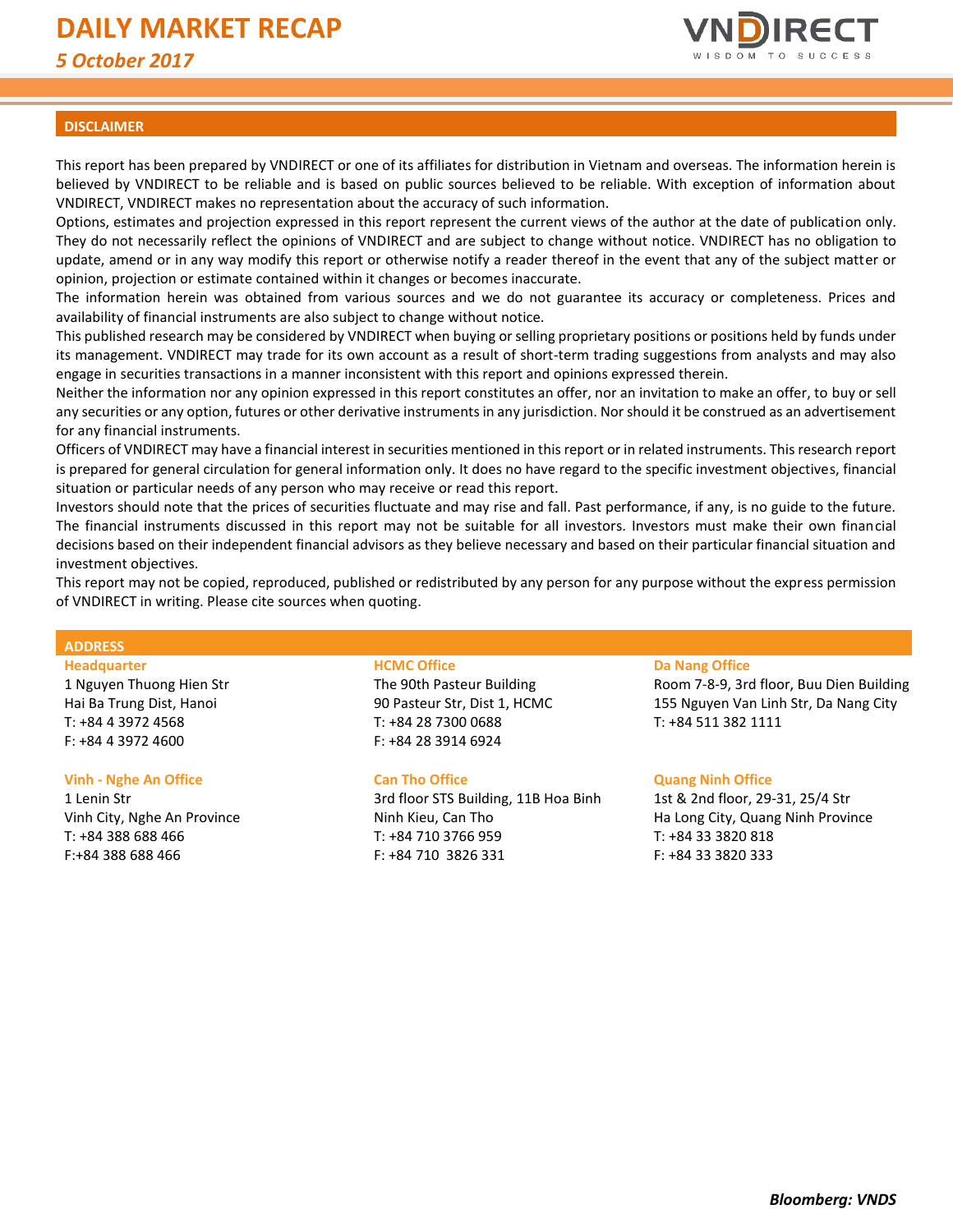## DISCLAIMER

This report has been prepared by VNDIRECT or one of its affiliates for distribution in Vietnam and overseas. The information herein is believed by VNDIRECT to be reliable and is based on public sources believed to be reliable. With exception of information about VNDIRECT, VNDIRECT makes no representation about the accuracy of such information.

Options, estimates and projection expressed in this report represent the current views of the author at the date of publication only. They do not necessarily reflect the opinions of VNDIRECT and are subject to change without notice. VNDIRECT has no obligation to update, amend or in any way modify this report or otherwise notify a reader thereof in the event that any of the subject matter or opinion, projection or estimate contained within it changes or becomes inaccurate.

The information herein was obtained from various sources and we do not guarantee its accuracy or completeness. Prices and availability of financial instruments are also subject to change without notice.

This published research may be considered by VNDIRECT when buying or selling proprietary positions or positions held by funds under its management. VNDIRECT may trade for its own account as a result of short-term trading suggestions from analysts and may also engage in securities transactions in a manner inconsistent with this report and opinions expressed therein.

Neither the information nor any opinion expressed in this report constitutes an offer, nor an invitation to make an offer, to buy or sell any securities or any option, futures or other derivative instruments in any jurisdiction. Nor should it be construed as an advertisement for any financial instruments.

Officers of VNDIRECT may have a financial interest in securities mentioned in this report or in related instruments. This research report is prepared for general circulation for general information only. It does no have regard to the specific investment objectives, financial situation or particular needs of any person who may receive or read this report.

Investors should note that the prices of securities fluctuate and may rise and fall. Past performance, if any, is no guide to the future. The financial instruments discussed in this report may not be suitable for all investors. Investors must make their own financial decisions based on their independent financial advisors as they believe necessary and based on their particular financial situation and investment objectives.

This report may not be copied, reproduced, published or redistributed by any person for any purpose without the express permission of VNDIRECT in writing. Please cite sources when quoting.

## ADDRESS

**Headquarter**
1 Nguyen Thuong Hien Str
Hai Ba Trung Dist, Hanoi
T: +84 4 3972 4568
F: +84 4 3972 4600

**HCMC Office**
The 90th Pasteur Building
90 Pasteur Str, Dist 1, HCMC
T: +84 28 7300 0688
F: +84 28 3914 6924

**Da Nang Office**
Room 7-8-9, 3rd floor, Buu Dien Building
155 Nguyen Van Linh Str, Da Nang City
T: +84 511 382 1111

**Vinh - Nghe An Office**
1 Lenin Str
Vinh City, Nghe An Province
T: +84 388 688 466
F:+84 388 688 466

**Can Tho Office**
3rd floor STS Building, 11B Hoa Binh
Ninh Kieu, Can Tho
T: +84 710 3766 959
F: +84 710 3826 331

**Quang Ninh Office**
1st & 2nd floor, 29-31, 25/4 Str
Ha Long City, Quang Ninh Province
T: +84 33 3820 818
F: +84 33 3820 333